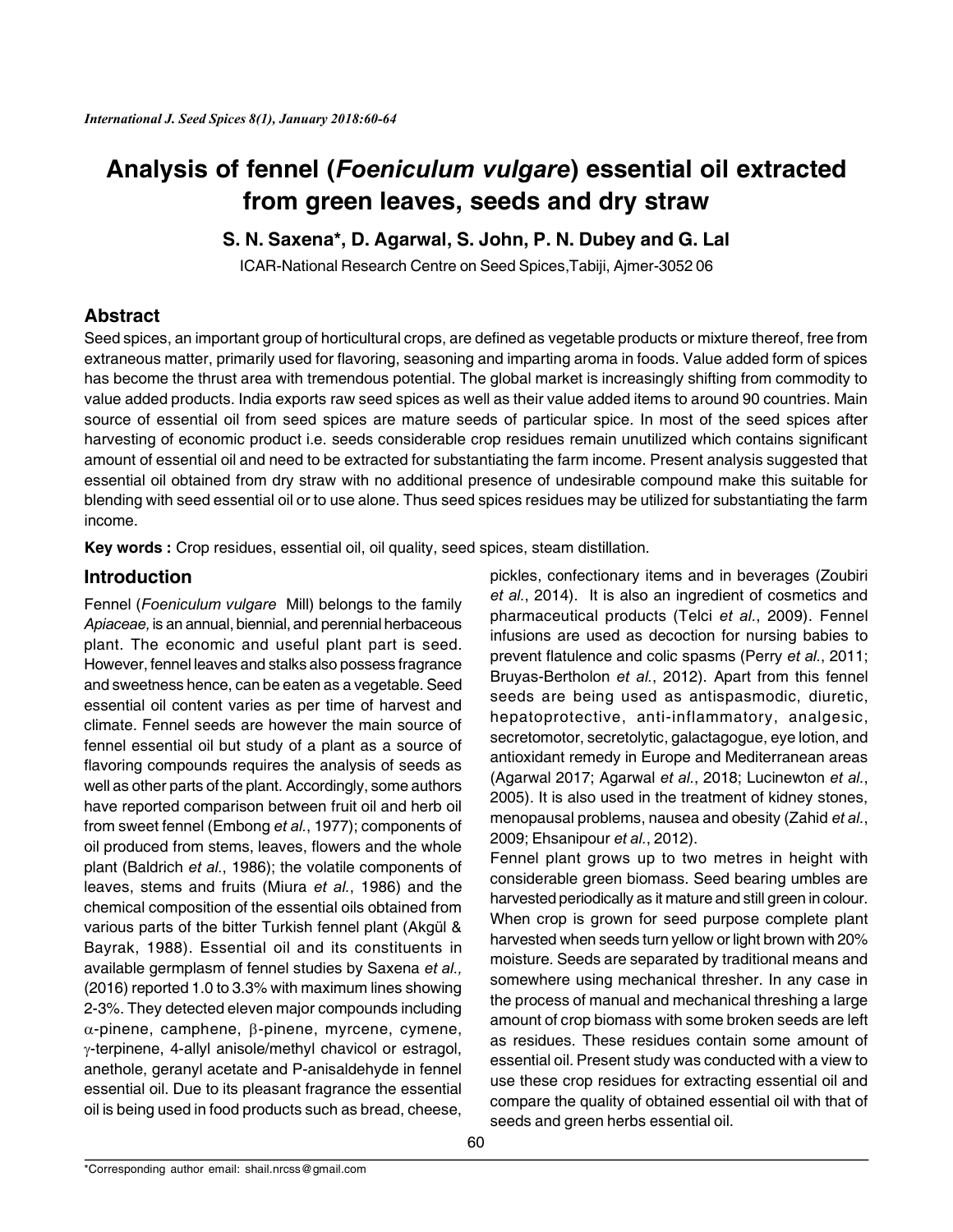# Analysis of fennel (*Foeniculum vulgare*) essential oil extracted from green leaves, seeds and dry straw

**S. N. Saxena\*, D. Agarwal, S. John, P. N. Dubey and G. Lal**

ICAR-National Research Centre on Seed Spices, Tabiji, Ajmer-3052 06

## Abstract

Seed spices, an important group of horticultural crops, are defined as vegetable products or mixture thereof, free from extraneous matter, primarily used for flavoring, seasoning and imparting aroma in foods. Value added form of spices has become the thrust area with tremendous potential. The global market is increasingly shifting from commodity to value added products. India exports raw seed spices as well as their value added items to around 90 countries. Main source of essential oil from seed spices are mature seeds of particular spice. In most of the seed spices after harvesting of economic product i.e. seeds considerable crop residues remain unutilized which contains significant amount of essential oil and need to be extracted for substantiating the farm income. Present analysis suggested that essential oil obtained from dry straw with no additional presence of undesirable compound make this suitable for blending with seed essential oil or to use alone. Thus seed spices residues may be utilized for substantiating the farm income.

**Key words :** Crop residues, essential oil, oil quality, seed spices, steam distillation.

## Introduction

Fennel (*Foeniculum vulgare* Mill) belongs to the family *Apiaceae,* is an annual, biennial, and perennial herbaceous plant. The economic and useful plant part is seed. However, fennel leaves and stalks also possess fragrance and sweetness hence, can be eaten as a vegetable. Seed essential oil content varies as per time of harvest and climate. Fennel seeds are however the main source of fennel essential oil but study of a plant as a source of flavoring compounds requires the analysis of seeds as well as other parts of the plant. Accordingly, some authors have reported comparison between fruit oil and herb oil from sweet fennel (Embong *et al.*, 1977); components of oil produced from stems, leaves, flowers and the whole plant (Baldrich *et al.*, 1986); the volatile components of leaves, stems and fruits (Miura *et al.*, 1986) and the chemical composition of the essential oils obtained from various parts of the bitter Turkish fennel plant (Akgül & Bayrak, 1988). Essential oil and its constituents in available germplasm of fennel studies by Saxena *et al.,* (2016) reported 1.0 to 3.3% with maximum lines showing 2-3%. They detected eleven major compounds including $\alpha$-pinene, camphene, $\beta$-pinene, myrcene, cymene, $\gamma$-terpinene, 4-allyl anisole/methyl chavicol or estragol, anethole, geranyl acetate and P-anisaldehyde in fennel essential oil. Due to its pleasant fragrance the essential oil is being used in food products such as bread, cheese, pickles, confectionary items and in beverages (Zoubiri *et al.*, 2014). It is also an ingredient of cosmetics and pharmaceutical products (Telci *et al.*, 2009). Fennel infusions are used as decoction for nursing babies to prevent flatulence and colic spasms (Perry *et al.*, 2011; Bruyas-Bertholon *et al.*, 2012). Apart from this fennel seeds are being used as antispasmodic, diuretic, hepatoprotective, anti-inflammatory, analgesic, secretomotor, secretolytic, galactagogue, eye lotion, and antioxidant remedy in Europe and Mediterranean areas (Agarwal 2017; Agarwal *et al.*, 2018; Lucinewton *et al.*, 2005). It is also used in the treatment of kidney stones, menopausal problems, nausea and obesity (Zahid *et al.*, 2009; Ehsanipour *et al.*, 2012).

Fennel plant grows up to two metres in height with considerable green biomass. Seed bearing umbles are harvested periodically as it mature and still green in colour. When crop is grown for seed purpose complete plant harvested when seeds turn yellow or light brown with 20% moisture. Seeds are separated by traditional means and somewhere using mechanical thresher. In any case in the process of manual and mechanical threshing a large amount of crop biomass with some broken seeds are left as residues. These residues contain some amount of essential oil. Present study was conducted with a view to use these crop residues for extracting essential oil and compare the quality of obtained essential oil with that of seeds and green herbs essential oil.

\*Corresponding author email: shail.nrcss@gmail.com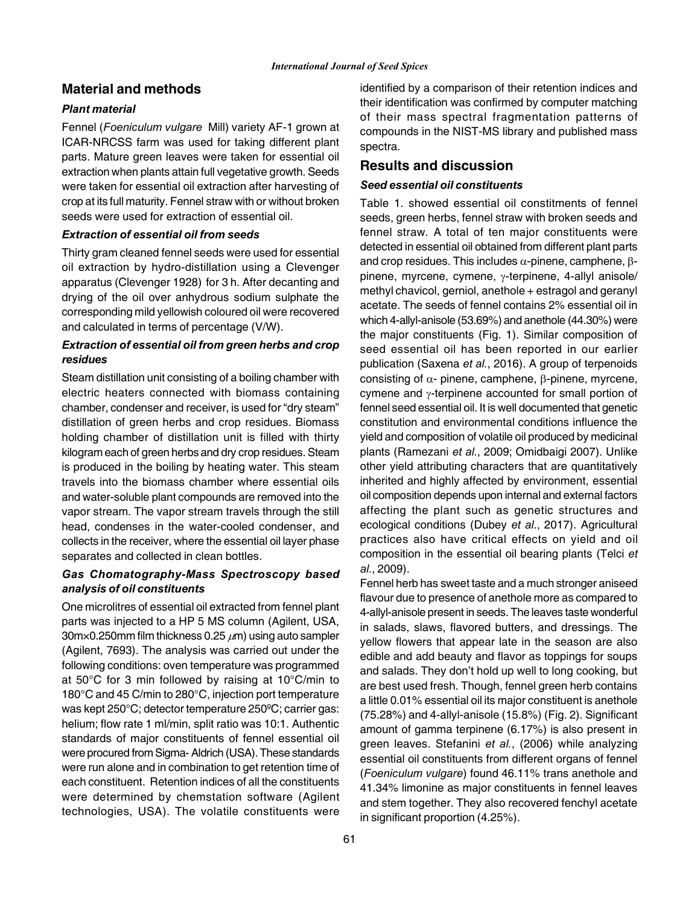## Material and methods

### *Plant material*

Fennel (*Foeniculum vulgare* Mill) variety AF-1 grown at ICAR-NRCSS farm was used for taking different plant parts. Mature green leaves were taken for essential oil extraction when plants attain full vegetative growth. Seeds were taken for essential oil extraction after harvesting of crop at its full maturity. Fennel straw with or without broken seeds were used for extraction of essential oil.

### *Extraction of essential oil from seeds*

Thirty gram cleaned fennel seeds were used for essential oil extraction by hydro-distillation using a Clevenger apparatus (Clevenger 1928) for 3 h. After decanting and drying of the oil over anhydrous sodium sulphate the corresponding mild yellowish coloured oil were recovered and calculated in terms of percentage (V/W).

### *Extraction of essential oil from green herbs and crop residues*

Steam distillation unit consisting of a boiling chamber with electric heaters connected with biomass containing chamber, condenser and receiver, is used for "dry steam" distillation of green herbs and crop residues. Biomass holding chamber of distillation unit is filled with thirty kilogram each of green herbs and dry crop residues. Steam is produced in the boiling by heating water. This steam travels into the biomass chamber where essential oils and water-soluble plant compounds are removed into the vapor stream. The vapor stream travels through the still head, condenses in the water-cooled condenser, and collects in the receiver, where the essential oil layer phase separates and collected in clean bottles.

### *Gas Chomatography-Mass Spectroscopy based analysis of oil constituents*

One microlitres of essential oil extracted from fennel plant parts was injected to a HP 5 MS column (Agilent, USA, 30m×0.250mm film thickness 0.25 $\mu$m) using auto sampler (Agilent, 7693). The analysis was carried out under the following conditions: oven temperature was programmed at 50°C for 3 min followed by raising at 10°C/min to 180°C and 45 C/min to 280°C, injection port temperature was kept 250°C; detector temperature 250ºC; carrier gas: helium; flow rate 1 ml/min, split ratio was 10:1. Authentic standards of major constituents of fennel essential oil were procured from Sigma- Aldrich (USA). These standards were run alone and in combination to get retention time of each constituent. Retention indices of all the constituents were determined by chemstation software (Agilent technologies, USA). The volatile constituents were identified by a comparison of their retention indices and their identification was confirmed by computer matching of their mass spectral fragmentation patterns of compounds in the NIST-MS library and published mass spectra.

## Results and discussion

### *Seed essential oil constituents*

Table 1. showed essential oil constitments of fennel seeds, green herbs, fennel straw with broken seeds and fennel straw. A total of ten major constituents were detected in essential oil obtained from different plant parts and crop residues. This includes $\alpha$-pinene, camphene, $\beta$-pinene, myrcene, cymene, $\gamma$-terpinene, 4-allyl anisole/ methyl chavicol, gerniol, anethole + estragol and geranyl acetate. The seeds of fennel contains 2% essential oil in which 4-allyl-anisole (53.69%) and anethole (44.30%) were the major constituents (Fig. 1). Similar composition of seed essential oil has been reported in our earlier publication (Saxena *et al.*, 2016). A group of terpenoids consisting of $\alpha$- pinene, camphene, $\beta$-pinene, myrcene, cymene and $\gamma$-terpinene accounted for small portion of fennel seed essential oil. It is well documented that genetic constitution and environmental conditions influence the yield and composition of volatile oil produced by medicinal plants (Ramezani *et al.*, 2009; Omidbaigi 2007). Unlike other yield attributing characters that are quantitatively inherited and highly affected by environment, essential oil composition depends upon internal and external factors affecting the plant such as genetic structures and ecological conditions (Dubey *et al*., 2017). Agricultural practices also have critical effects on yield and oil composition in the essential oil bearing plants (Telci *et al.*, 2009).

Fennel herb has sweet taste and a much stronger aniseed flavour due to presence of anethole more as compared to 4-allyl-anisole present in seeds. The leaves taste wonderful in salads, slaws, flavored butters, and dressings. The yellow flowers that appear late in the season are also edible and add beauty and flavor as toppings for soups and salads. They don't hold up well to long cooking, but are best used fresh. Though, fennel green herb contains a little 0.01% essential oil its major constituent is anethole (75.28%) and 4-allyl-anisole (15.8%) (Fig. 2). Significant amount of gamma terpinene (6.17%) is also present in green leaves. Stefanini *et al*., (2006) while analyzing essential oil constituents from different organs of fennel (*Foeniculum vulgare*) found 46.11% trans anethole and 41.34% limonine as major constituents in fennel leaves and stem together. They also recovered fenchyl acetate in significant proportion (4.25%).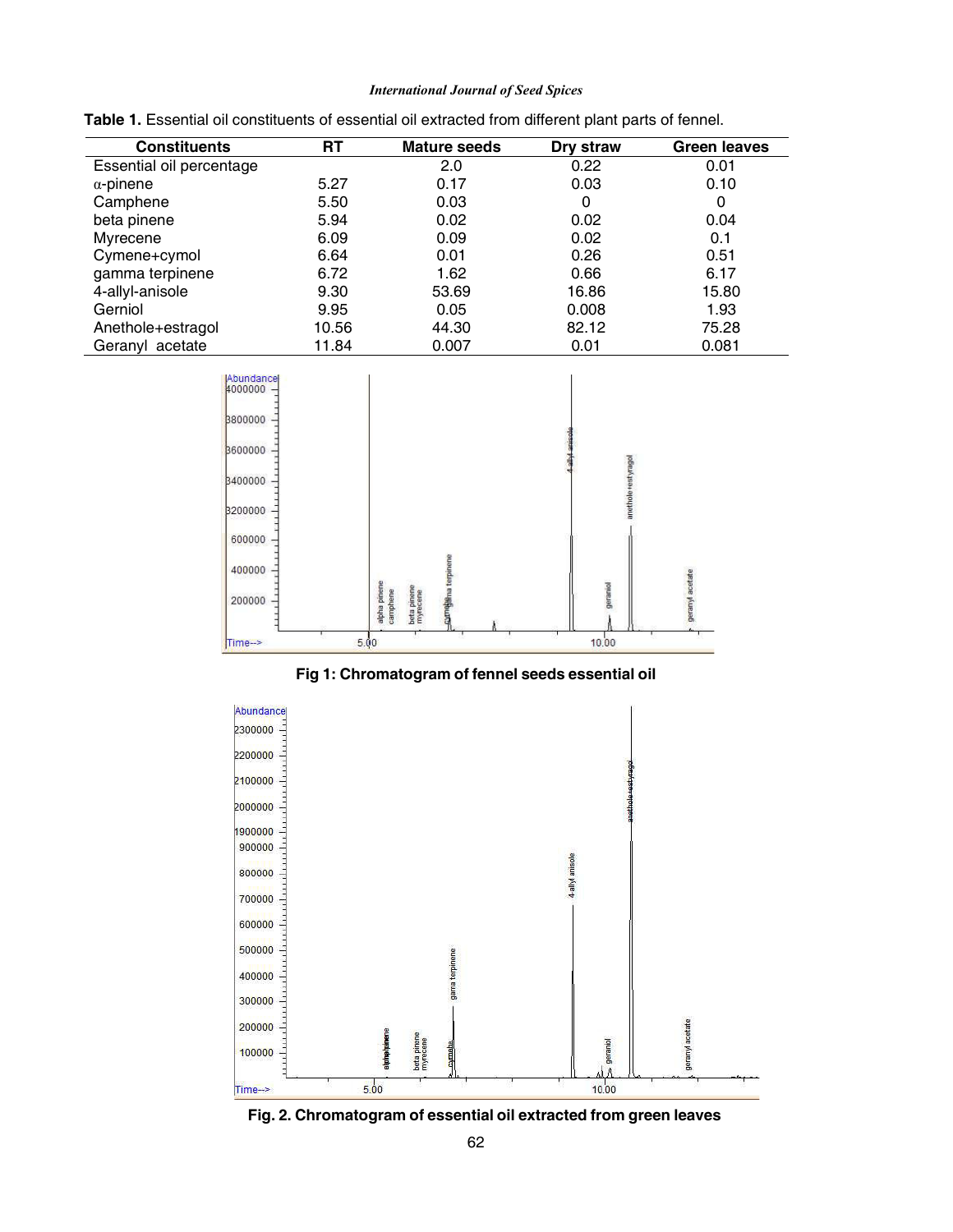**Table 1.** Essential oil constituents of essential oil extracted from different plant parts of fennel.

| Constituents | RT | Mature seeds | Dry straw | Green leaves |
|---|---|---|---|---|
| Essential oil percentage | | 2.0 | 0.22 | 0.01 |
| α-pinene | 5.27 | 0.17 | 0.03 | 0.10 |
| Camphene | 5.50 | 0.03 | 0 | 0 |
| beta pinene | 5.94 | 0.02 | 0.02 | 0.04 |
| Myrecene | 6.09 | 0.09 | 0.02 | 0.1 |
| Cymene+cymol | 6.64 | 0.01 | 0.26 | 0.51 |
| gamma terpinene | 6.72 | 1.62 | 0.66 | 6.17 |
| 4-allyl-anisole | 9.30 | 53.69 | 16.86 | 15.80 |
| Gerniol | 9.95 | 0.05 | 0.008 | 1.93 |
| Anethole+estragol | 10.56 | 44.30 | 82.12 | 75.28 |
| Geranyl acetate | 11.84 | 0.007 | 0.01 | 0.081 |

**Fig 1: Chromatogram of fennel seeds essential oil**

**Fig. 2. Chromatogram of essential oil extracted from green leaves**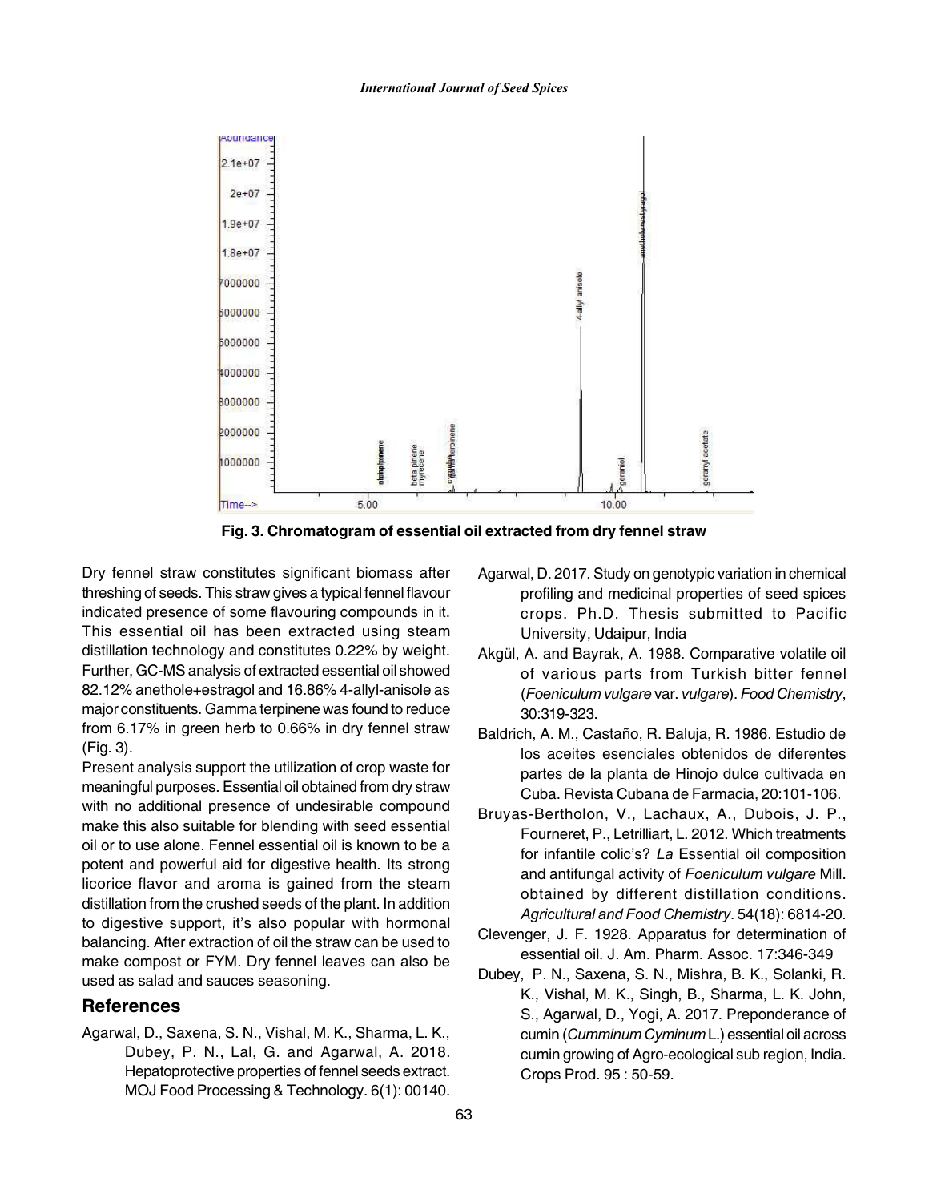Fig. 3. Chromatogram of essential oil extracted from dry fennel straw

Dry fennel straw constitutes significant biomass after threshing of seeds. This straw gives a typical fennel flavour indicated presence of some flavouring compounds in it. This essential oil has been extracted using steam distillation technology and constitutes 0.22% by weight. Further, GC-MS analysis of extracted essential oil showed 82.12% anethole+estragol and 16.86% 4-allyl-anisole as major constituents. Gamma terpinene was found to reduce from 6.17% in green herb to 0.66% in dry fennel straw (Fig. 3).

Present analysis support the utilization of crop waste for meaningful purposes. Essential oil obtained from dry straw with no additional presence of undesirable compound make this also suitable for blending with seed essential oil or to use alone. Fennel essential oil is known to be a potent and powerful aid for digestive health. Its strong licorice flavor and aroma is gained from the steam distillation from the crushed seeds of the plant. In addition to digestive support, it's also popular with hormonal balancing. After extraction of oil the straw can be used to make compost or FYM. Dry fennel leaves can also be used as salad and sauces seasoning.

## References

Agarwal, D., Saxena, S. N., Vishal, M. K., Sharma, L. K., Dubey, P. N., Lal, G. and Agarwal, A. 2018. Hepatoprotective properties of fennel seeds extract. MOJ Food Processing & Technology. 6(1): 00140.

Agarwal, D. 2017. Study on genotypic variation in chemical profiling and medicinal properties of seed spices crops. Ph.D. Thesis submitted to Pacific University, Udaipur, India

Akgül, A. and Bayrak, A. 1988. Comparative volatile oil of various parts from Turkish bitter fennel (*Foeniculum vulgare* var. *vulgare*). *Food Chemistry*, 30:319-323.

Baldrich, A. M., Castaño, R. Baluja, R. 1986. Estudio de los aceites esenciales obtenidos de diferentes partes de la planta de Hinojo dulce cultivada en Cuba. Revista Cubana de Farmacia, 20:101-106.

Bruyas-Bertholon, V., Lachaux, A., Dubois, J. P., Fourneret, P., Letrilliart, L. 2012. Which treatments for infantile colic's? *La* Essential oil composition and antifungal activity of *Foeniculum vulgare* Mill. obtained by different distillation conditions. *Agricultural and Food Chemistry*. 54(18): 6814-20.

Clevenger, J. F. 1928. Apparatus for determination of essential oil. J. Am. Pharm. Assoc. 17:346-349

Dubey, P. N., Saxena, S. N., Mishra, B. K., Solanki, R. K., Vishal, M. K., Singh, B., Sharma, L. K. John, S., Agarwal, D., Yogi, A. 2017. Preponderance of cumin (*Cumminum Cyminum* L.) essential oil across cumin growing of Agro-ecological sub region, India. Crops Prod. 95 : 50-59.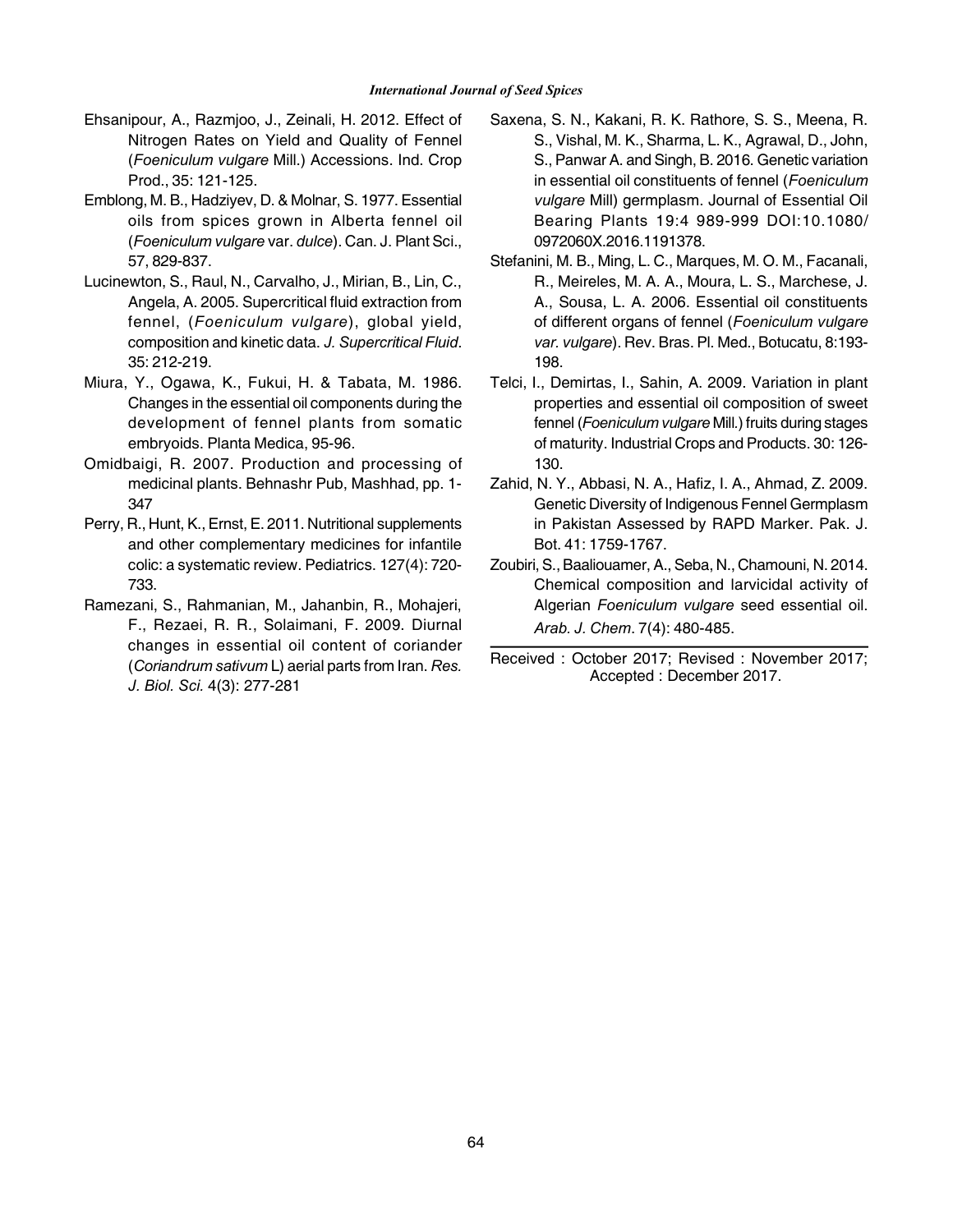Ehsanipour, A., Razmjoo, J., Zeinali, H. 2012. Effect of Nitrogen Rates on Yield and Quality of Fennel (*Foeniculum vulgare* Mill.) Accessions. Ind. Crop Prod., 35: 121-125.

Emblong, M. B., Hadziyev, D. & Molnar, S. 1977. Essential oils from spices grown in Alberta fennel oil (*Foeniculum vulgare* var. *dulce*). Can. J. Plant Sci., 57, 829-837.

Lucinewton, S., Raul, N., Carvalho, J., Mirian, B., Lin, C., Angela, A. 2005. Supercritical fluid extraction from fennel, (*Foeniculum vulgare*), global yield, composition and kinetic data. *J. Supercritical Fluid*. 35: 212-219.

Miura, Y., Ogawa, K., Fukui, H. & Tabata, M. 1986. Changes in the essential oil components during the development of fennel plants from somatic embryoids. Planta Medica, 95-96.

Omidbaigi, R. 2007. Production and processing of medicinal plants. Behnashr Pub, Mashhad, pp. 1-347

Perry, R., Hunt, K., Ernst, E. 2011. Nutritional supplements and other complementary medicines for infantile colic: a systematic review. Pediatrics. 127(4): 720-733.

Ramezani, S., Rahmanian, M., Jahanbin, R., Mohajeri, F., Rezaei, R. R., Solaimani, F. 2009. Diurnal changes in essential oil content of coriander (*Coriandrum sativum* L) aerial parts from Iran. *Res. J. Biol. Sci.* 4(3): 277-281

Saxena, S. N., Kakani, R. K. Rathore, S. S., Meena, R. S., Vishal, M. K., Sharma, L. K., Agrawal, D., John, S., Panwar A. and Singh, B. 2016. Genetic variation in essential oil constituents of fennel (*Foeniculum vulgare* Mill) germplasm. Journal of Essential Oil Bearing Plants 19:4 989-999 DOI:10.1080/0972060X.2016.1191378.

Stefanini, M. B., Ming, L. C., Marques, M. O. M., Facanali, R., Meireles, M. A. A., Moura, L. S., Marchese, J. A., Sousa, L. A. 2006. Essential oil constituents of different organs of fennel (*Foeniculum vulgare var. vulgare*). Rev. Bras. Pl. Med., Botucatu, 8:193-198.

Telci, I., Demirtas, I., Sahin, A. 2009. Variation in plant properties and essential oil composition of sweet fennel (*Foeniculum vulgare* Mill.) fruits during stages of maturity. Industrial Crops and Products. 30: 126-130.

Zahid, N. Y., Abbasi, N. A., Hafiz, I. A., Ahmad, Z. 2009. Genetic Diversity of Indigenous Fennel Germplasm in Pakistan Assessed by RAPD Marker. Pak. J. Bot. 41: 1759-1767.

Zoubiri, S., Baaliouamer, A., Seba, N., Chamouni, N. 2014. Chemical composition and larvicidal activity of Algerian *Foeniculum vulgare* seed essential oil. *Arab. J. Chem*. 7(4): 480-485.

---

Received : October 2017; Revised : November 2017; Accepted : December 2017.